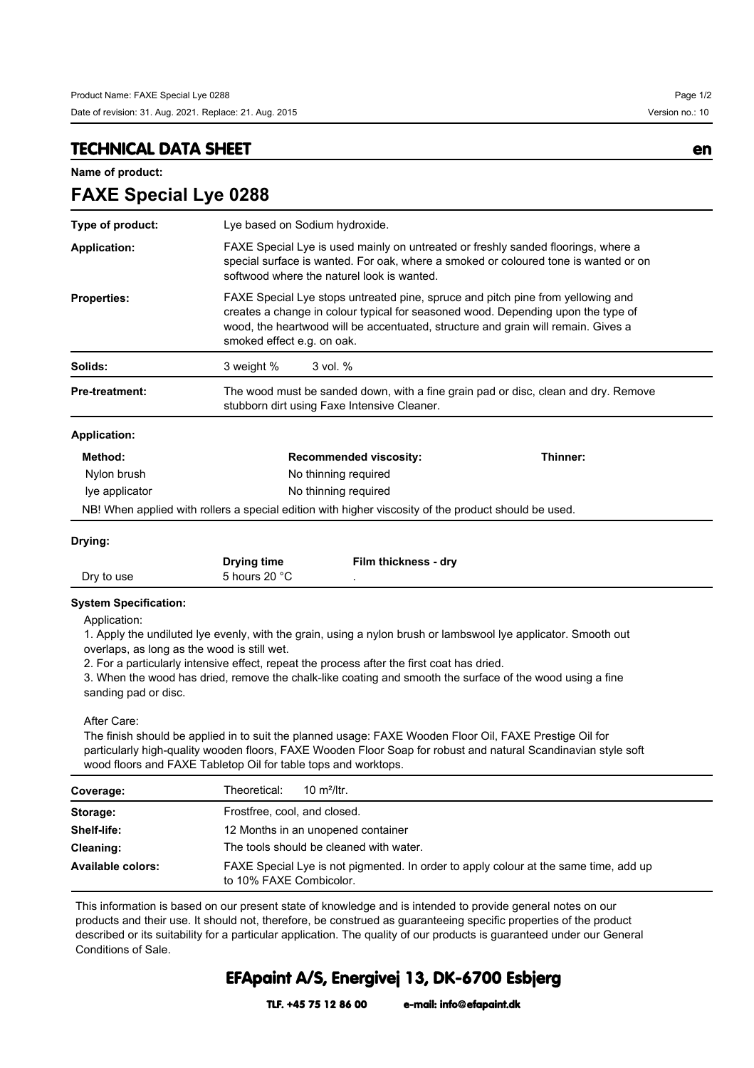Product Name: FAXE Special Lye 0288

Date of revision: 31. Aug. 2021. Replace: 21. Aug. 2015

Version no.: 10

## TECHNICAL DATA SHEET

en

**Name of product:**

# FAXE Special Lye 0288

| | |
|---|---|
| **Type of product:** | Lye based on Sodium hydroxide. |
| **Application:** | FAXE Special Lye is used mainly on untreated or freshly sanded floorings, where a special surface is wanted. For oak, where a smoked or coloured tone is wanted or on softwood where the naturel look is wanted. |
| **Properties:** | FAXE Special Lye stops untreated pine, spruce and pitch pine from yellowing and creates a change in colour typical for seasoned wood. Depending upon the type of wood, the heartwood will be accentuated, structure and grain will remain. Gives a smoked effect e.g. on oak. |
| **Solids:** | 3 weight % 3 vol. % |
| **Pre-treatment:** | The wood must be sanded down, with a fine grain pad or disc, clean and dry. Remove stubborn dirt using Faxe Intensive Cleaner. |

**Application:**

| Method: | Recommended viscosity: | Thinner: |
|---|---|---|
| Nylon brush | No thinning required | |
| lye applicator | No thinning required | |

NB! When applied with rollers a special edition with higher viscosity of the product should be used.

**Drying:**

| | Drying time | Film thickness - dry |
|---|---|---|
| Dry to use | 5 hours 20 °C | . |

**System Specification:**

Application:

1. Apply the undiluted lye evenly, with the grain, using a nylon brush or lambswool lye applicator. Smooth out overlaps, as long as the wood is still wet.
2. For a particularly intensive effect, repeat the process after the first coat has dried.
3. When the wood has dried, remove the chalk-like coating and smooth the surface of the wood using a fine sanding pad or disc.

After Care:

The finish should be applied in to suit the planned usage: FAXE Wooden Floor Oil, FAXE Prestige Oil for particularly high-quality wooden floors, FAXE Wooden Floor Soap for robust and natural Scandinavian style soft wood floors and FAXE Tabletop Oil for table tops and worktops.

| | |
|---|---|
| **Coverage:** | Theoretical: 10 m²/ltr. |
| **Storage:** | Frostfree, cool, and closed. |
| **Shelf-life:** | 12 Months in an unopened container |
| **Cleaning:** | The tools should be cleaned with water. |
| **Available colors:** | FAXE Special Lye is not pigmented. In order to apply colour at the same time, add up to 10% FAXE Combicolor. |

This information is based on our present state of knowledge and is intended to provide general notes on our products and their use. It should not, therefore, be construed as guaranteeing specific properties of the product described or its suitability for a particular application. The quality of our products is guaranteed under our General Conditions of Sale.

**EFApaint A/S, Energivej 13, DK-6700 Esbjerg**

**TLF. +45 75 12 86 00 e-mail: info@efapaint.dk**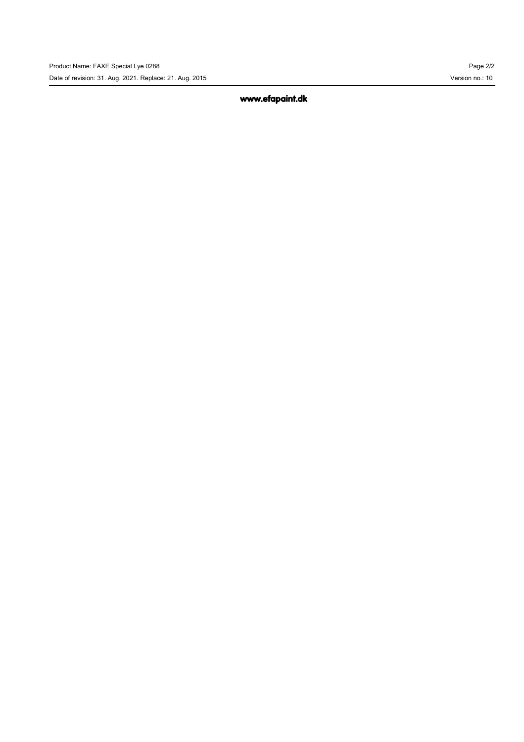www.efapaint.dk